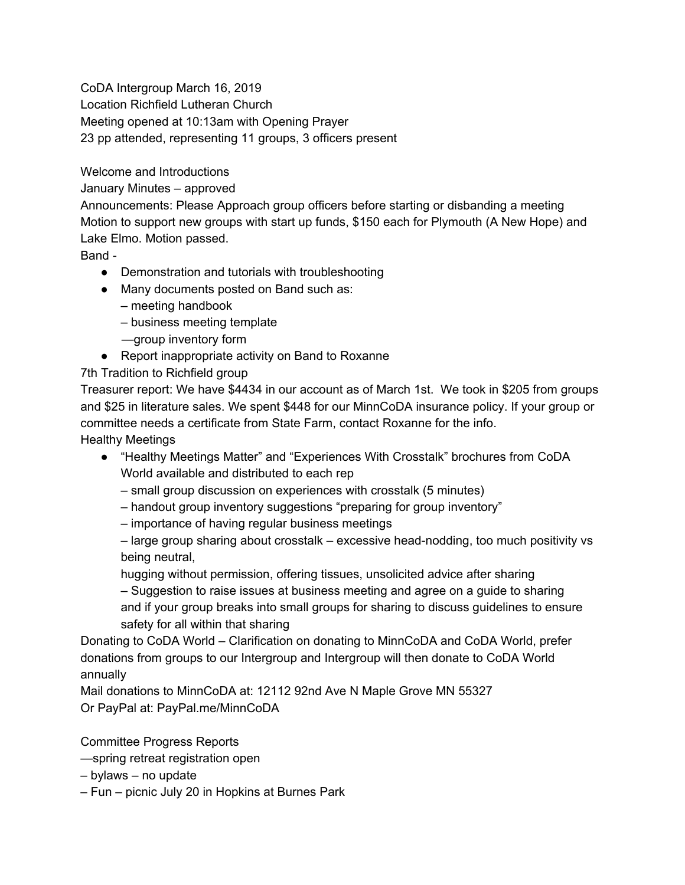CoDA Intergroup March 16, 2019
Location Richfield Lutheran Church
Meeting opened at 10:13am with Opening Prayer
23 pp attended, representing 11 groups, 3 officers present

Welcome and Introductions
January Minutes – approved
Announcements: Please Approach group officers before starting or disbanding a meeting
Motion to support new groups with start up funds, $150 each for Plymouth (A New Hope) and Lake Elmo. Motion passed.
Band -

- Demonstration and tutorials with troubleshooting
- Many documents posted on Band such as:
  – meeting handbook
  – business meeting template
  —group inventory form
- Report inappropriate activity on Band to Roxanne

7th Tradition to Richfield group
Treasurer report: We have $4434 in our account as of March 1st. We took in $205 from groups and $25 in literature sales. We spent $448 for our MinnCoDA insurance policy. If your group or committee needs a certificate from State Farm, contact Roxanne for the info.
Healthy Meetings

- "Healthy Meetings Matter" and "Experiences With Crosstalk" brochures from CoDA World available and distributed to each rep
  – small group discussion on experiences with crosstalk (5 minutes)
  – handout group inventory suggestions "preparing for group inventory"
  – importance of having regular business meetings
  – large group sharing about crosstalk – excessive head-nodding, too much positivity vs being neutral,
  hugging without permission, offering tissues, unsolicited advice after sharing
  – Suggestion to raise issues at business meeting and agree on a guide to sharing and if your group breaks into small groups for sharing to discuss guidelines to ensure safety for all within that sharing

Donating to CoDA World – Clarification on donating to MinnCoDA and CoDA World, prefer donations from groups to our Intergroup and Intergroup will then donate to CoDA World annually
Mail donations to MinnCoDA at: 12112 92nd Ave N Maple Grove MN 55327
Or PayPal at: PayPal.me/MinnCoDA

Committee Progress Reports
—spring retreat registration open
– bylaws – no update
– Fun – picnic July 20 in Hopkins at Burnes Park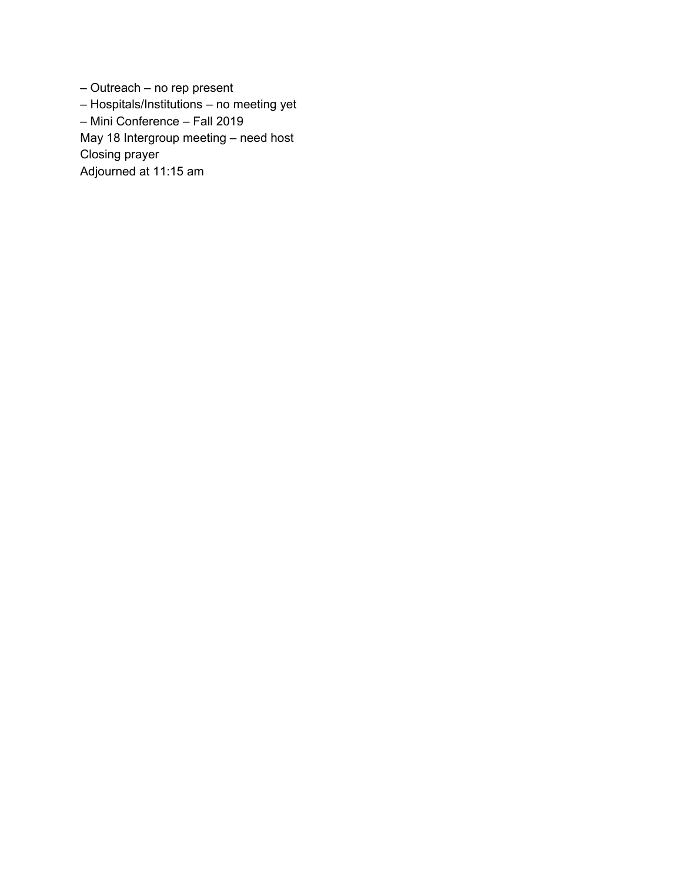– Outreach – no rep present
– Hospitals/Institutions – no meeting yet
– Mini Conference – Fall 2019
May 18 Intergroup meeting – need host
Closing prayer
Adjourned at 11:15 am